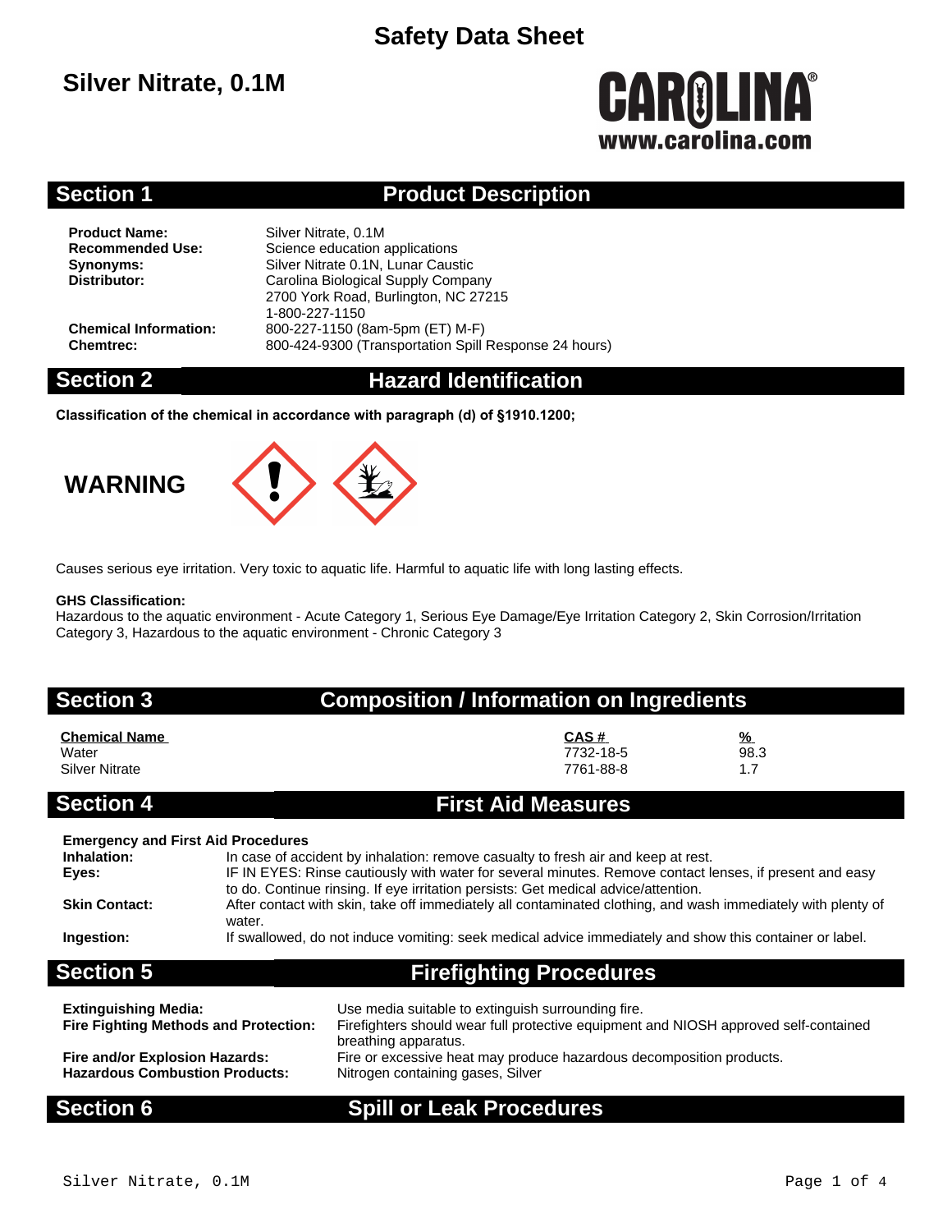# Safety Data Sheet

## Silver Nitrate, 0.1M

**CAROLINA®**
**www.carolina.com**

## Section 1 Product Description

**Product Name:** Silver Nitrate, 0.1M
**Recommended Use:** Science education applications
**Synonyms:** Silver Nitrate 0.1N, Lunar Caustic
**Distributor:** Carolina Biological Supply Company
2700 York Road, Burlington, NC 27215
1-800-227-1150
**Chemical Information:** 800-227-1150 (8am-5pm (ET) M-F)
**Chemtrec:** 800-424-9300 (Transportation Spill Response 24 hours)

## Section 2 Hazard Identification

**Classification of the chemical in accordance with paragraph (d) of §1910.1200;**

**WARNING**

Causes serious eye irritation. Very toxic to aquatic life. Harmful to aquatic life with long lasting effects.

**GHS Classification:**
Hazardous to the aquatic environment - Acute Category 1, Serious Eye Damage/Eye Irritation Category 2, Skin Corrosion/Irritation Category 3, Hazardous to the aquatic environment - Chronic Category 3

## Section 3 Composition / Information on Ingredients

| Chemical Name | CAS # | % |
|---|---|---|
| Water | 7732-18-5 | 98.3 |
| Silver Nitrate | 7761-88-8 | 1.7 |

## Section 4 First Aid Measures

**Emergency and First Aid Procedures**
**Inhalation:** In case of accident by inhalation: remove casualty to fresh air and keep at rest.
**Eyes:** IF IN EYES: Rinse cautiously with water for several minutes. Remove contact lenses, if present and easy to do. Continue rinsing. If eye irritation persists: Get medical advice/attention.
**Skin Contact:** After contact with skin, take off immediately all contaminated clothing, and wash immediately with plenty of water.
**Ingestion:** If swallowed, do not induce vomiting: seek medical advice immediately and show this container or label.

## Section 5 Firefighting Procedures

**Extinguishing Media:** Use media suitable to extinguish surrounding fire.
**Fire Fighting Methods and Protection:** Firefighters should wear full protective equipment and NIOSH approved self-contained breathing apparatus.
**Fire and/or Explosion Hazards:** Fire or excessive heat may produce hazardous decomposition products.
**Hazardous Combustion Products:** Nitrogen containing gases, Silver

## Section 6 Spill or Leak Procedures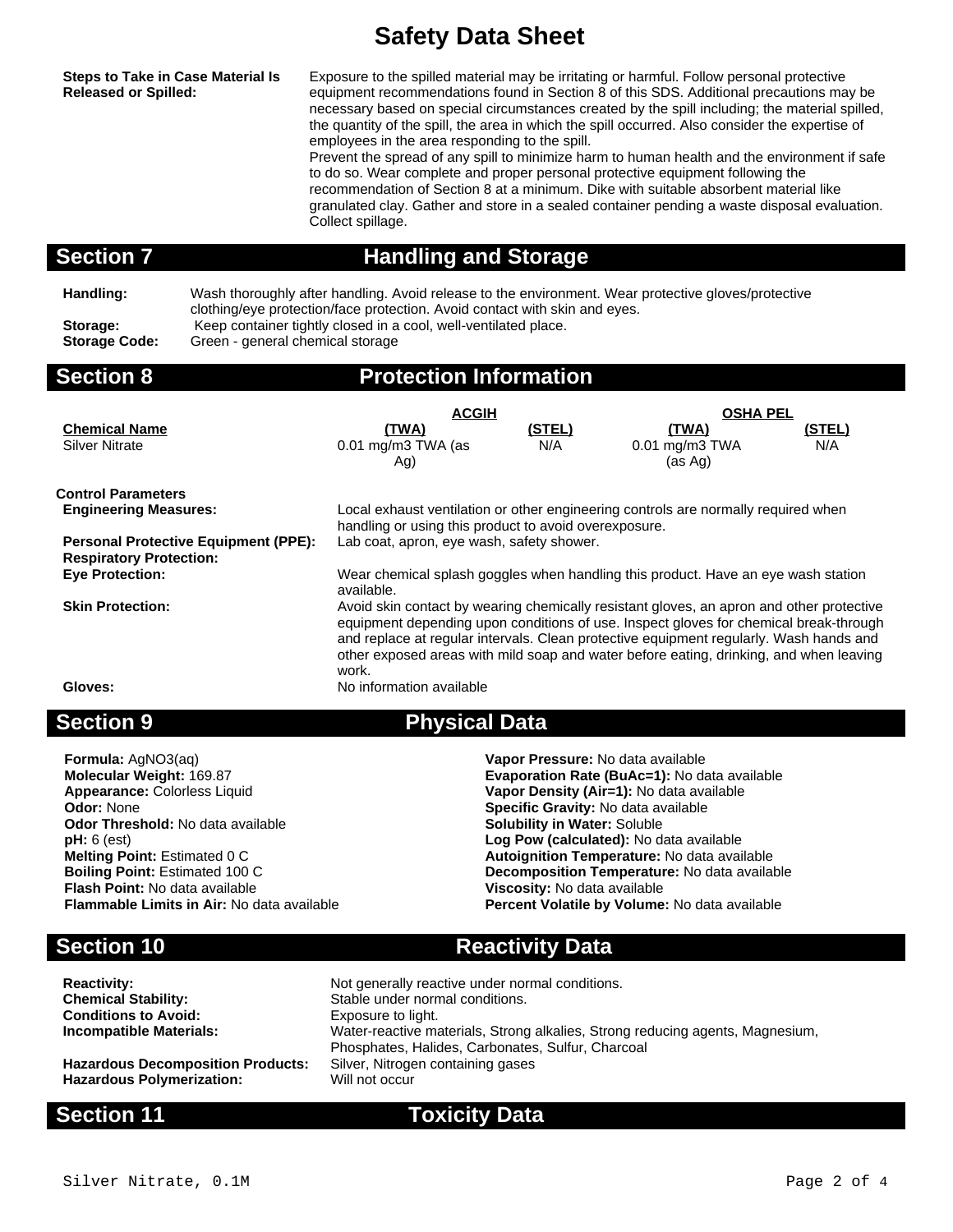# Safety Data Sheet

**Steps to Take in Case Material Is Released or Spilled:** Exposure to the spilled material may be irritating or harmful. Follow personal protective equipment recommendations found in Section 8 of this SDS. Additional precautions may be necessary based on special circumstances created by the spill including; the material spilled, the quantity of the spill, the area in which the spill occurred. Also consider the expertise of employees in the area responding to the spill.
Prevent the spread of any spill to minimize harm to human health and the environment if safe to do so. Wear complete and proper personal protective equipment following the recommendation of Section 8 at a minimum. Dike with suitable absorbent material like granulated clay. Gather and store in a sealed container pending a waste disposal evaluation. Collect spillage.

## Section 7 Handling and Storage

**Handling:** Wash thoroughly after handling. Avoid release to the environment. Wear protective gloves/protective clothing/eye protection/face protection. Avoid contact with skin and eyes.

**Storage:** Keep container tightly closed in a cool, well-ventilated place.

**Storage Code:** Green - general chemical storage

## Section 8 Protection Information

| | ACGIH | | OSHA PEL | |
|---|---|---|---|---|
| **Chemical Name** | **(TWA)** | **(STEL)** | **(TWA)** | **(STEL)** |
| Silver Nitrate | 0.01 mg/m3 TWA (as Ag) | N/A | 0.01 mg/m3 TWA (as Ag) | N/A |

**Control Parameters**

**Engineering Measures:** Local exhaust ventilation or other engineering controls are normally required when handling or using this product to avoid overexposure.

**Personal Protective Equipment (PPE):** Lab coat, apron, eye wash, safety shower.

**Respiratory Protection:**

**Eye Protection:** Wear chemical splash goggles when handling this product. Have an eye wash station available.

**Skin Protection:** Avoid skin contact by wearing chemically resistant gloves, an apron and other protective equipment depending upon conditions of use. Inspect gloves for chemical break-through and replace at regular intervals. Clean protective equipment regularly. Wash hands and other exposed areas with mild soap and water before eating, drinking, and when leaving work.

**Gloves:** No information available

## Section 9 Physical Data

**Formula:** $AgNO_3(aq)$
**Molecular Weight:** 169.87
**Appearance:** Colorless Liquid
**Odor:** None
**Odor Threshold:** No data available
**pH:** 6 (est)
**Melting Point:** Estimated 0 C
**Boiling Point:** Estimated 100 C
**Flash Point:** No data available
**Flammable Limits in Air:** No data available

**Vapor Pressure:** No data available
**Evaporation Rate (BuAc=1):** No data available
**Vapor Density (Air=1):** No data available
**Specific Gravity:** No data available
**Solubility in Water:** Soluble
**Log Pow (calculated):** No data available
**Autoignition Temperature:** No data available
**Decomposition Temperature:** No data available
**Viscosity:** No data available
**Percent Volatile by Volume:** No data available

## Section 10 Reactivity Data

**Reactivity:** Not generally reactive under normal conditions.
**Chemical Stability:** Stable under normal conditions.
**Conditions to Avoid:** Exposure to light.
**Incompatible Materials:** Water-reactive materials, Strong alkalies, Strong reducing agents, Magnesium, Phosphates, Halides, Carbonates, Sulfur, Charcoal
**Hazardous Decomposition Products:** Silver, Nitrogen containing gases
**Hazardous Polymerization:** Will not occur

## Section 11 Toxicity Data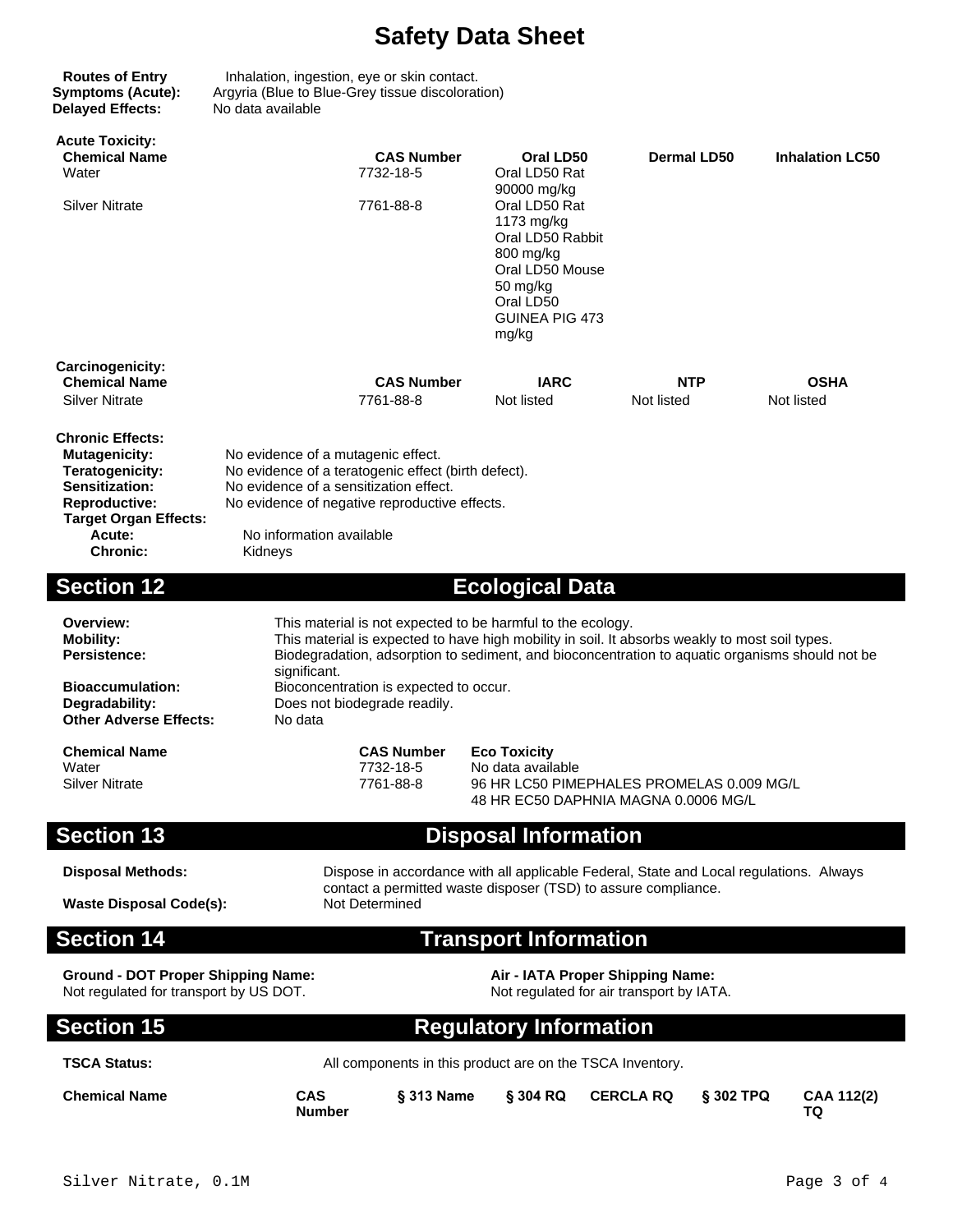# Safety Data Sheet

**Routes of Entry** Inhalation, ingestion, eye or skin contact.
**Symptoms (Acute):** Argyria (Blue to Blue-Grey tissue discoloration)
**Delayed Effects:** No data available

**Acute Toxicity:**

| Chemical Name | CAS Number | Oral LD50 | Dermal LD50 | Inhalation LC50 |
|---|---|---|---|---|
| Water | 7732-18-5 | Oral LD50 Rat 90000 mg/kg | | |
| Silver Nitrate | 7761-88-8 | Oral LD50 Rat 1173 mg/kg Oral LD50 Rabbit 800 mg/kg Oral LD50 Mouse 50 mg/kg Oral LD50 GUINEA PIG 473 mg/kg | | |

**Carcinogenicity:**

| Chemical Name | CAS Number | IARC | NTP | OSHA |
|---|---|---|---|---|
| Silver Nitrate | 7761-88-8 | Not listed | Not listed | Not listed |

**Chronic Effects:**

**Mutagenicity:** No evidence of a mutagenic effect.
**Teratogenicity:** No evidence of a teratogenic effect (birth defect).
**Sensitization:** No evidence of a sensitization effect.
**Reproductive:** No evidence of negative reproductive effects.
**Target Organ Effects:**
**Acute:** No information available
**Chronic:** Kidneys

## Section 12 Ecological Data

**Overview:** This material is not expected to be harmful to the ecology.
**Mobility:** This material is expected to have high mobility in soil. It absorbs weakly to most soil types.
**Persistence:** Biodegradation, adsorption to sediment, and bioconcentration to aquatic organisms should not be significant.
**Bioaccumulation:** Bioconcentration is expected to occur.
**Degradability:** Does not biodegrade readily.
**Other Adverse Effects:** No data

| Chemical Name | CAS Number | Eco Toxicity |
|---|---|---|
| Water | 7732-18-5 | No data available |
| Silver Nitrate | 7761-88-8 | 96 HR LC50 PIMEPHALES PROMELAS 0.009 MG/L 48 HR EC50 DAPHNIA MAGNA 0.0006 MG/L |

## Section 13 Disposal Information

**Disposal Methods:** Dispose in accordance with all applicable Federal, State and Local regulations. Always contact a permitted waste disposer (TSD) to assure compliance.
**Waste Disposal Code(s):** Not Determined

## Section 14 Transport Information

**Ground - DOT Proper Shipping Name:**
Not regulated for transport by US DOT.

**Air - IATA Proper Shipping Name:**
Not regulated for air transport by IATA.

## Section 15 Regulatory Information

**TSCA Status:** All components in this product are on the TSCA Inventory.

| Chemical Name | CAS Number | § 313 Name | § 304 RQ | CERCLA RQ | § 302 TPQ | CAA 112(2) TQ |
|---|---|---|---|---|---|---|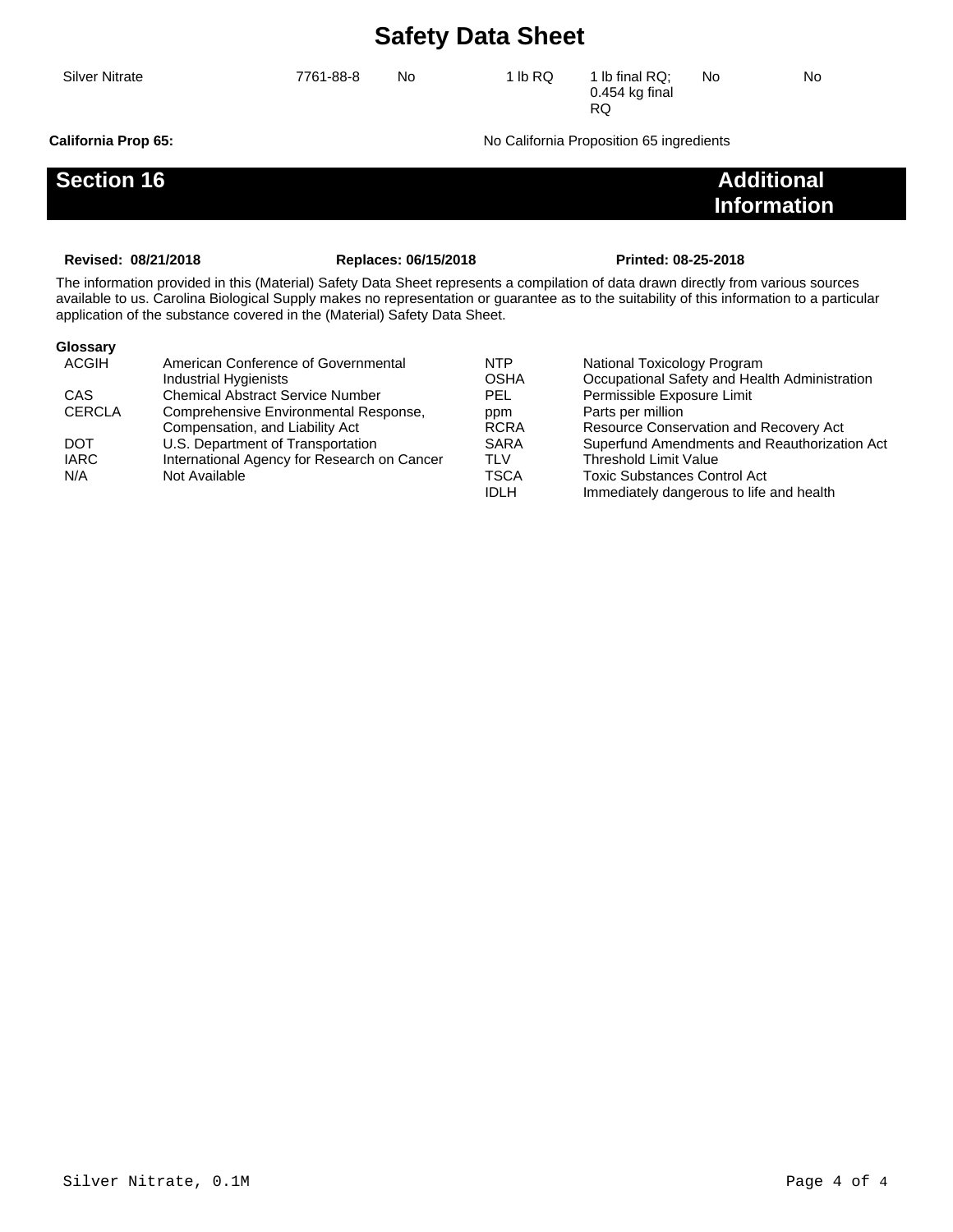| | | | | | | |
|---|---|---|---|---|---|---|
| Silver Nitrate | 7761-88-8 | No | 1 lb RQ | 1 lb final RQ; 0.454 kg final RQ | No | No |

**California Prop 65:** No California Proposition 65 ingredients

## Section 16 Additional Information

**Revised: 08/21/2018** **Replaces: 06/15/2018** **Printed: 08-25-2018**

The information provided in this (Material) Safety Data Sheet represents a compilation of data drawn directly from various sources available to us. Carolina Biological Supply makes no representation or guarantee as to the suitability of this information to a particular application of the substance covered in the (Material) Safety Data Sheet.

**Glossary**

| | | | |
|---|---|---|---|
| ACGIH | American Conference of Governmental Industrial Hygienists | NTP | National Toxicology Program |
| CAS | Chemical Abstract Service Number | OSHA | Occupational Safety and Health Administration |
| CERCLA | Comprehensive Environmental Response, Compensation, and Liability Act | PEL | Permissible Exposure Limit |
| DOT | U.S. Department of Transportation | ppm | Parts per million |
| IARC | International Agency for Research on Cancer | RCRA | Resource Conservation and Recovery Act |
| N/A | Not Available | SARA | Superfund Amendments and Reauthorization Act |
| | | TLV | Threshold Limit Value |
| | | TSCA | Toxic Substances Control Act |
| | | IDLH | Immediately dangerous to life and health |